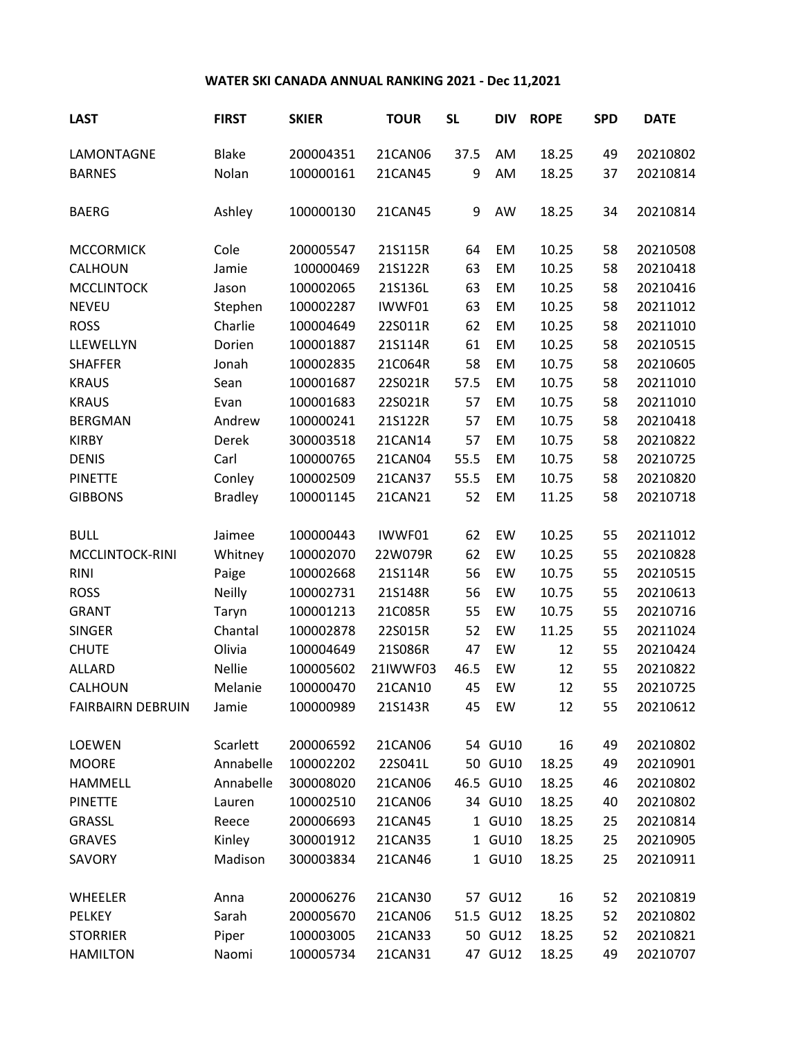# WATER SKI CANADA ANNUAL RANKING 2021 - Dec 11,2021

| LAST | FIRST | SKIER | TOUR | SL | DIV | ROPE | SPD | DATE |
|---|---|---|---|---|---|---|---|---|
| LAMONTAGNE | Blake | 200004351 | 21CAN06 | 37.5 | AM | 18.25 | 49 | 20210802 |
| BARNES | Nolan | 100000161 | 21CAN45 | 9 | AM | 18.25 | 37 | 20210814 |
| BAERG | Ashley | 100000130 | 21CAN45 | 9 | AW | 18.25 | 34 | 20210814 |
| MCCORMICK | Cole | 200005547 | 21S115R | 64 | EM | 10.25 | 58 | 20210508 |
| CALHOUN | Jamie | 100000469 | 21S122R | 63 | EM | 10.25 | 58 | 20210418 |
| MCCLINTOCK | Jason | 100002065 | 21S136L | 63 | EM | 10.25 | 58 | 20210416 |
| NEVEU | Stephen | 100002287 | IWWF01 | 63 | EM | 10.25 | 58 | 20211012 |
| ROSS | Charlie | 100004649 | 22S011R | 62 | EM | 10.25 | 58 | 20211010 |
| LLEWELLYN | Dorien | 100001887 | 21S114R | 61 | EM | 10.25 | 58 | 20210515 |
| SHAFFER | Jonah | 100002835 | 21C064R | 58 | EM | 10.75 | 58 | 20210605 |
| KRAUS | Sean | 100001687 | 22S021R | 57.5 | EM | 10.75 | 58 | 20211010 |
| KRAUS | Evan | 100001683 | 22S021R | 57 | EM | 10.75 | 58 | 20211010 |
| BERGMAN | Andrew | 100000241 | 21S122R | 57 | EM | 10.75 | 58 | 20210418 |
| KIRBY | Derek | 300003518 | 21CAN14 | 57 | EM | 10.75 | 58 | 20210822 |
| DENIS | Carl | 100000765 | 21CAN04 | 55.5 | EM | 10.75 | 58 | 20210725 |
| PINETTE | Conley | 100002509 | 21CAN37 | 55.5 | EM | 10.75 | 58 | 20210820 |
| GIBBONS | Bradley | 100001145 | 21CAN21 | 52 | EM | 11.25 | 58 | 20210718 |
| BULL | Jaimee | 100000443 | IWWF01 | 62 | EW | 10.25 | 55 | 20211012 |
| MCCLINTOCK-RINI | Whitney | 100002070 | 22W079R | 62 | EW | 10.25 | 55 | 20210828 |
| RINI | Paige | 100002668 | 21S114R | 56 | EW | 10.75 | 55 | 20210515 |
| ROSS | Neilly | 100002731 | 21S148R | 56 | EW | 10.75 | 55 | 20210613 |
| GRANT | Taryn | 100001213 | 21C085R | 55 | EW | 10.75 | 55 | 20210716 |
| SINGER | Chantal | 100002878 | 22S015R | 52 | EW | 11.25 | 55 | 20211024 |
| CHUTE | Olivia | 100004649 | 21S086R | 47 | EW | 12 | 55 | 20210424 |
| ALLARD | Nellie | 100005602 | 21IWWF03 | 46.5 | EW | 12 | 55 | 20210822 |
| CALHOUN | Melanie | 100000470 | 21CAN10 | 45 | EW | 12 | 55 | 20210725 |
| FAIRBAIRN DEBRUIN | Jamie | 100000989 | 21S143R | 45 | EW | 12 | 55 | 20210612 |
| LOEWEN | Scarlett | 200006592 | 21CAN06 | 54 | GU10 | 16 | 49 | 20210802 |
| MOORE | Annabelle | 100002202 | 22S041L | 50 | GU10 | 18.25 | 49 | 20210901 |
| HAMMELL | Annabelle | 300008020 | 21CAN06 | 46.5 | GU10 | 18.25 | 46 | 20210802 |
| PINETTE | Lauren | 100002510 | 21CAN06 | 34 | GU10 | 18.25 | 40 | 20210802 |
| GRASSL | Reece | 200006693 | 21CAN45 | 1 | GU10 | 18.25 | 25 | 20210814 |
| GRAVES | Kinley | 300001912 | 21CAN35 | 1 | GU10 | 18.25 | 25 | 20210905 |
| SAVORY | Madison | 300003834 | 21CAN46 | 1 | GU10 | 18.25 | 25 | 20210911 |
| WHEELER | Anna | 200006276 | 21CAN30 | 57 | GU12 | 16 | 52 | 20210819 |
| PELKEY | Sarah | 200005670 | 21CAN06 | 51.5 | GU12 | 18.25 | 52 | 20210802 |
| STORRIER | Piper | 100003005 | 21CAN33 | 50 | GU12 | 18.25 | 52 | 20210821 |
| HAMILTON | Naomi | 100005734 | 21CAN31 | 47 | GU12 | 18.25 | 49 | 20210707 |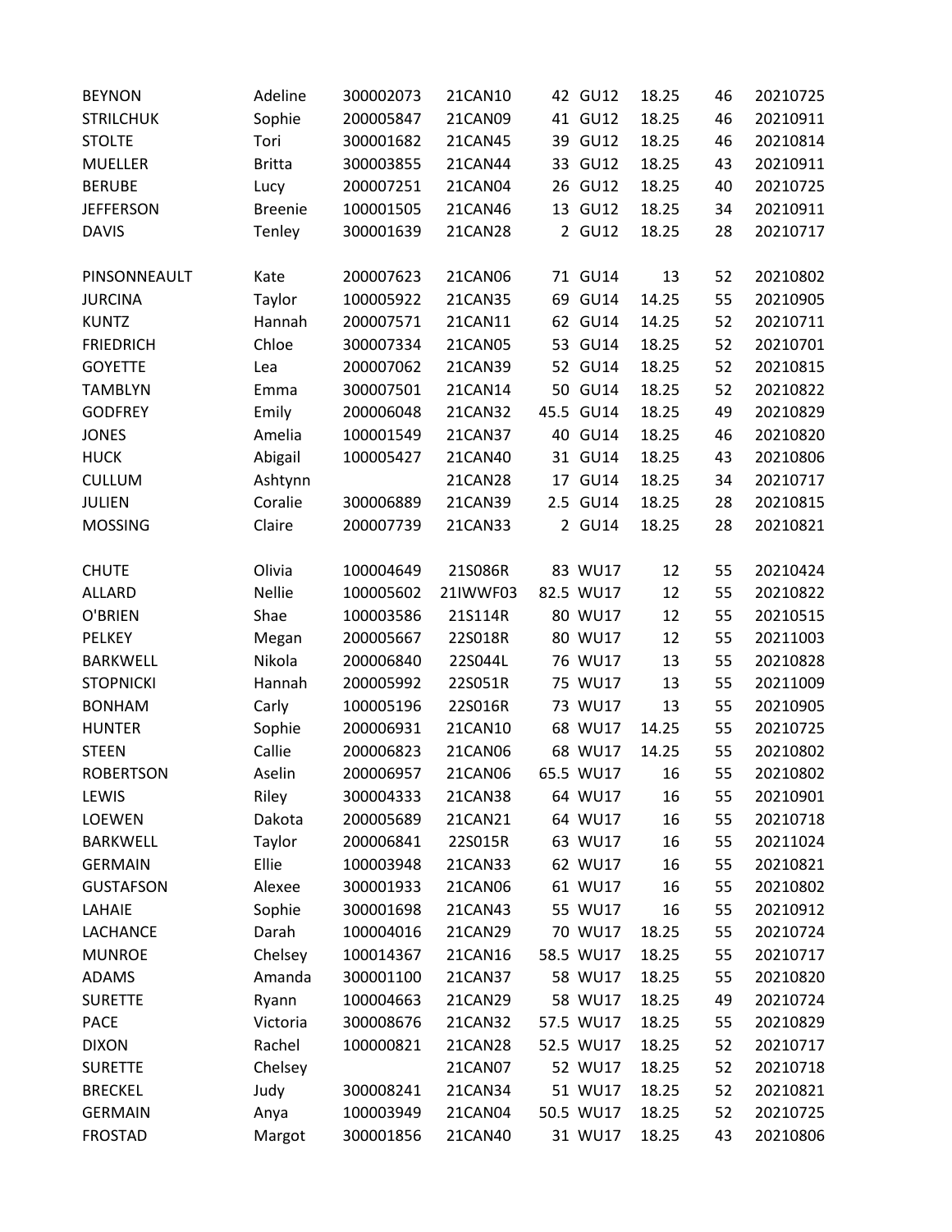| | | | | | | | | |
|---|---|---|---|---|---|---|---|---|
| BEYNON | Adeline | 300002073 | 21CAN10 | 42 | GU12 | 18.25 | 46 | 20210725 |
| STRILCHUK | Sophie | 200005847 | 21CAN09 | 41 | GU12 | 18.25 | 46 | 20210911 |
| STOLTE | Tori | 300001682 | 21CAN45 | 39 | GU12 | 18.25 | 46 | 20210814 |
| MUELLER | Britta | 300003855 | 21CAN44 | 33 | GU12 | 18.25 | 43 | 20210911 |
| BERUBE | Lucy | 200007251 | 21CAN04 | 26 | GU12 | 18.25 | 40 | 20210725 |
| JEFFERSON | Breenie | 100001505 | 21CAN46 | 13 | GU12 | 18.25 | 34 | 20210911 |
| DAVIS | Tenley | 300001639 | 21CAN28 | 2 | GU12 | 18.25 | 28 | 20210717 |
| | | | | | | | | |
| PINSONNEAULT | Kate | 200007623 | 21CAN06 | 71 | GU14 | 13 | 52 | 20210802 |
| JURCINA | Taylor | 100005922 | 21CAN35 | 69 | GU14 | 14.25 | 55 | 20210905 |
| KUNTZ | Hannah | 200007571 | 21CAN11 | 62 | GU14 | 14.25 | 52 | 20210711 |
| FRIEDRICH | Chloe | 300007334 | 21CAN05 | 53 | GU14 | 18.25 | 52 | 20210701 |
| GOYETTE | Lea | 200007062 | 21CAN39 | 52 | GU14 | 18.25 | 52 | 20210815 |
| TAMBLYN | Emma | 300007501 | 21CAN14 | 50 | GU14 | 18.25 | 52 | 20210822 |
| GODFREY | Emily | 200006048 | 21CAN32 | 45.5 | GU14 | 18.25 | 49 | 20210829 |
| JONES | Amelia | 100001549 | 21CAN37 | 40 | GU14 | 18.25 | 46 | 20210820 |
| HUCK | Abigail | 100005427 | 21CAN40 | 31 | GU14 | 18.25 | 43 | 20210806 |
| CULLUM | Ashtynn | | 21CAN28 | 17 | GU14 | 18.25 | 34 | 20210717 |
| JULIEN | Coralie | 300006889 | 21CAN39 | 2.5 | GU14 | 18.25 | 28 | 20210815 |
| MOSSING | Claire | 200007739 | 21CAN33 | 2 | GU14 | 18.25 | 28 | 20210821 |
| | | | | | | | | |
| CHUTE | Olivia | 100004649 | 21S086R | 83 | WU17 | 12 | 55 | 20210424 |
| ALLARD | Nellie | 100005602 | 21IWWF03 | 82.5 | WU17 | 12 | 55 | 20210822 |
| O'BRIEN | Shae | 100003586 | 21S114R | 80 | WU17 | 12 | 55 | 20210515 |
| PELKEY | Megan | 200005667 | 22S018R | 80 | WU17 | 12 | 55 | 20211003 |
| BARKWELL | Nikola | 200006840 | 22S044L | 76 | WU17 | 13 | 55 | 20210828 |
| STOPNICKI | Hannah | 200005992 | 22S051R | 75 | WU17 | 13 | 55 | 20211009 |
| BONHAM | Carly | 100005196 | 22S016R | 73 | WU17 | 13 | 55 | 20210905 |
| HUNTER | Sophie | 200006931 | 21CAN10 | 68 | WU17 | 14.25 | 55 | 20210725 |
| STEEN | Callie | 200006823 | 21CAN06 | 68 | WU17 | 14.25 | 55 | 20210802 |
| ROBERTSON | Aselin | 200006957 | 21CAN06 | 65.5 | WU17 | 16 | 55 | 20210802 |
| LEWIS | Riley | 300004333 | 21CAN38 | 64 | WU17 | 16 | 55 | 20210901 |
| LOEWEN | Dakota | 200005689 | 21CAN21 | 64 | WU17 | 16 | 55 | 20210718 |
| BARKWELL | Taylor | 200006841 | 22S015R | 63 | WU17 | 16 | 55 | 20211024 |
| GERMAIN | Ellie | 100003948 | 21CAN33 | 62 | WU17 | 16 | 55 | 20210821 |
| GUSTAFSON | Alexee | 300001933 | 21CAN06 | 61 | WU17 | 16 | 55 | 20210802 |
| LAHAIE | Sophie | 300001698 | 21CAN43 | 55 | WU17 | 16 | 55 | 20210912 |
| LACHANCE | Darah | 100004016 | 21CAN29 | 70 | WU17 | 18.25 | 55 | 20210724 |
| MUNROE | Chelsey | 100014367 | 21CAN16 | 58.5 | WU17 | 18.25 | 55 | 20210717 |
| ADAMS | Amanda | 300001100 | 21CAN37 | 58 | WU17 | 18.25 | 55 | 20210820 |
| SURETTE | Ryann | 100004663 | 21CAN29 | 58 | WU17 | 18.25 | 49 | 20210724 |
| PACE | Victoria | 300008676 | 21CAN32 | 57.5 | WU17 | 18.25 | 55 | 20210829 |
| DIXON | Rachel | 100000821 | 21CAN28 | 52.5 | WU17 | 18.25 | 52 | 20210717 |
| SURETTE | Chelsey | | 21CAN07 | 52 | WU17 | 18.25 | 52 | 20210718 |
| BRECKEL | Judy | 300008241 | 21CAN34 | 51 | WU17 | 18.25 | 52 | 20210821 |
| GERMAIN | Anya | 100003949 | 21CAN04 | 50.5 | WU17 | 18.25 | 52 | 20210725 |
| FROSTAD | Margot | 300001856 | 21CAN40 | 31 | WU17 | 18.25 | 43 | 20210806 |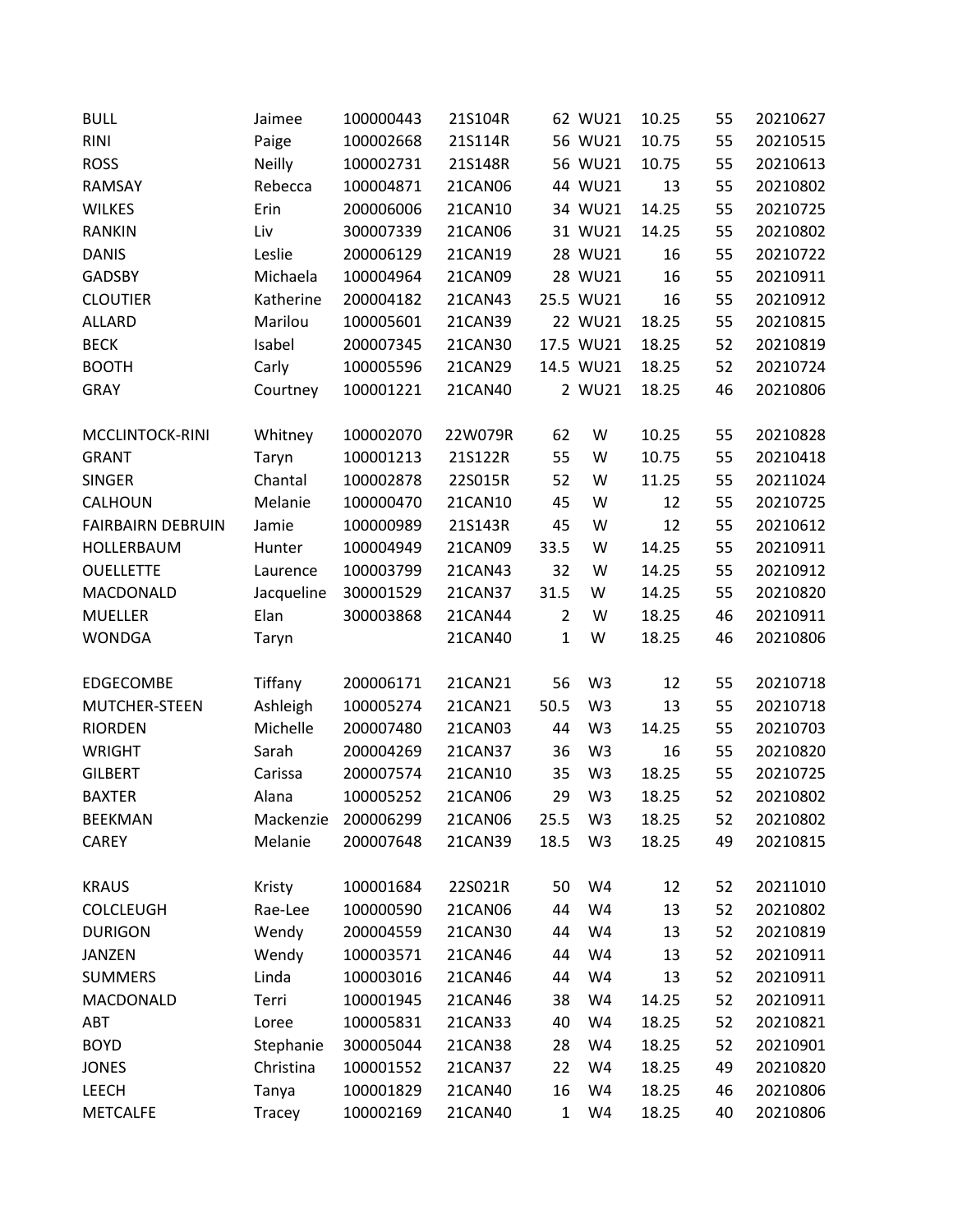| | | | | | | | | |
|---|---|---|---|---|---|---|---|---|
| BULL | Jaimee | 100000443 | 21S104R | 62 | WU21 | 10.25 | 55 | 20210627 |
| RINI | Paige | 100002668 | 21S114R | 56 | WU21 | 10.75 | 55 | 20210515 |
| ROSS | Neilly | 100002731 | 21S148R | 56 | WU21 | 10.75 | 55 | 20210613 |
| RAMSAY | Rebecca | 100004871 | 21CAN06 | 44 | WU21 | 13 | 55 | 20210802 |
| WILKES | Erin | 200006006 | 21CAN10 | 34 | WU21 | 14.25 | 55 | 20210725 |
| RANKIN | Liv | 300007339 | 21CAN06 | 31 | WU21 | 14.25 | 55 | 20210802 |
| DANIS | Leslie | 200006129 | 21CAN19 | 28 | WU21 | 16 | 55 | 20210722 |
| GADSBY | Michaela | 100004964 | 21CAN09 | 28 | WU21 | 16 | 55 | 20210911 |
| CLOUTIER | Katherine | 200004182 | 21CAN43 | 25.5 | WU21 | 16 | 55 | 20210912 |
| ALLARD | Marilou | 100005601 | 21CAN39 | 22 | WU21 | 18.25 | 55 | 20210815 |
| BECK | Isabel | 200007345 | 21CAN30 | 17.5 | WU21 | 18.25 | 52 | 20210819 |
| BOOTH | Carly | 100005596 | 21CAN29 | 14.5 | WU21 | 18.25 | 52 | 20210724 |
| GRAY | Courtney | 100001221 | 21CAN40 | 2 | WU21 | 18.25 | 46 | 20210806 |
| | | | | | | | | |
| MCCLINTOCK-RINI | Whitney | 100002070 | 22W079R | 62 | W | 10.25 | 55 | 20210828 |
| GRANT | Taryn | 100001213 | 21S122R | 55 | W | 10.75 | 55 | 20210418 |
| SINGER | Chantal | 100002878 | 22S015R | 52 | W | 11.25 | 55 | 20211024 |
| CALHOUN | Melanie | 100000470 | 21CAN10 | 45 | W | 12 | 55 | 20210725 |
| FAIRBAIRN DEBRUIN | Jamie | 100000989 | 21S143R | 45 | W | 12 | 55 | 20210612 |
| HOLLERBAUM | Hunter | 100004949 | 21CAN09 | 33.5 | W | 14.25 | 55 | 20210911 |
| OUELLETTE | Laurence | 100003799 | 21CAN43 | 32 | W | 14.25 | 55 | 20210912 |
| MACDONALD | Jacqueline | 300001529 | 21CAN37 | 31.5 | W | 14.25 | 55 | 20210820 |
| MUELLER | Elan | 300003868 | 21CAN44 | 2 | W | 18.25 | 46 | 20210911 |
| WONDGA | Taryn | | 21CAN40 | 1 | W | 18.25 | 46 | 20210806 |
| | | | | | | | | |
| EDGECOMBE | Tiffany | 200006171 | 21CAN21 | 56 | W3 | 12 | 55 | 20210718 |
| MUTCHER-STEEN | Ashleigh | 100005274 | 21CAN21 | 50.5 | W3 | 13 | 55 | 20210718 |
| RIORDEN | Michelle | 200007480 | 21CAN03 | 44 | W3 | 14.25 | 55 | 20210703 |
| WRIGHT | Sarah | 200004269 | 21CAN37 | 36 | W3 | 16 | 55 | 20210820 |
| GILBERT | Carissa | 200007574 | 21CAN10 | 35 | W3 | 18.25 | 55 | 20210725 |
| BAXTER | Alana | 100005252 | 21CAN06 | 29 | W3 | 18.25 | 52 | 20210802 |
| BEEKMAN | Mackenzie | 200006299 | 21CAN06 | 25.5 | W3 | 18.25 | 52 | 20210802 |
| CAREY | Melanie | 200007648 | 21CAN39 | 18.5 | W3 | 18.25 | 49 | 20210815 |
| | | | | | | | | |
| KRAUS | Kristy | 100001684 | 22S021R | 50 | W4 | 12 | 52 | 20211010 |
| COLCLEUGH | Rae-Lee | 100000590 | 21CAN06 | 44 | W4 | 13 | 52 | 20210802 |
| DURIGON | Wendy | 200004559 | 21CAN30 | 44 | W4 | 13 | 52 | 20210819 |
| JANZEN | Wendy | 100003571 | 21CAN46 | 44 | W4 | 13 | 52 | 20210911 |
| SUMMERS | Linda | 100003016 | 21CAN46 | 44 | W4 | 13 | 52 | 20210911 |
| MACDONALD | Terri | 100001945 | 21CAN46 | 38 | W4 | 14.25 | 52 | 20210911 |
| ABT | Loree | 100005831 | 21CAN33 | 40 | W4 | 18.25 | 52 | 20210821 |
| BOYD | Stephanie | 300005044 | 21CAN38 | 28 | W4 | 18.25 | 52 | 20210901 |
| JONES | Christina | 100001552 | 21CAN37 | 22 | W4 | 18.25 | 49 | 20210820 |
| LEECH | Tanya | 100001829 | 21CAN40 | 16 | W4 | 18.25 | 46 | 20210806 |
| METCALFE | Tracey | 100002169 | 21CAN40 | 1 | W4 | 18.25 | 40 | 20210806 |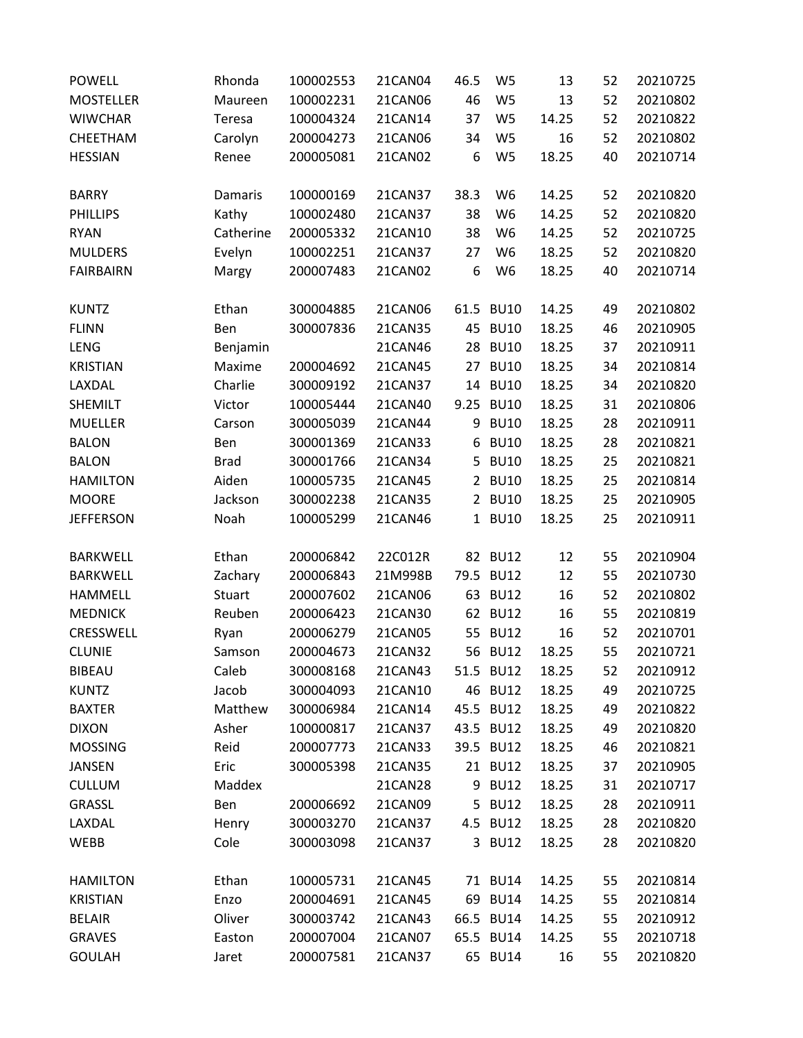| | | | | | | | | |
|---|---|---|---|---|---|---|---|---|
| POWELL | Rhonda | 100002553 | 21CAN04 | 46.5 | W5 | 13 | 52 | 20210725 |
| MOSTELLER | Maureen | 100002231 | 21CAN06 | 46 | W5 | 13 | 52 | 20210802 |
| WIWCHAR | Teresa | 100004324 | 21CAN14 | 37 | W5 | 14.25 | 52 | 20210822 |
| CHEETHAM | Carolyn | 200004273 | 21CAN06 | 34 | W5 | 16 | 52 | 20210802 |
| HESSIAN | Renee | 200005081 | 21CAN02 | 6 | W5 | 18.25 | 40 | 20210714 |
| | | | | | | | | |
| BARRY | Damaris | 100000169 | 21CAN37 | 38.3 | W6 | 14.25 | 52 | 20210820 |
| PHILLIPS | Kathy | 100002480 | 21CAN37 | 38 | W6 | 14.25 | 52 | 20210820 |
| RYAN | Catherine | 200005332 | 21CAN10 | 38 | W6 | 14.25 | 52 | 20210725 |
| MULDERS | Evelyn | 100002251 | 21CAN37 | 27 | W6 | 18.25 | 52 | 20210820 |
| FAIRBAIRN | Margy | 200007483 | 21CAN02 | 6 | W6 | 18.25 | 40 | 20210714 |
| | | | | | | | | |
| KUNTZ | Ethan | 300004885 | 21CAN06 | 61.5 | BU10 | 14.25 | 49 | 20210802 |
| FLINN | Ben | 300007836 | 21CAN35 | 45 | BU10 | 18.25 | 46 | 20210905 |
| LENG | Benjamin | | 21CAN46 | 28 | BU10 | 18.25 | 37 | 20210911 |
| KRISTIAN | Maxime | 200004692 | 21CAN45 | 27 | BU10 | 18.25 | 34 | 20210814 |
| LAXDAL | Charlie | 300009192 | 21CAN37 | 14 | BU10 | 18.25 | 34 | 20210820 |
| SHEMILT | Victor | 100005444 | 21CAN40 | 9.25 | BU10 | 18.25 | 31 | 20210806 |
| MUELLER | Carson | 300005039 | 21CAN44 | 9 | BU10 | 18.25 | 28 | 20210911 |
| BALON | Ben | 300001369 | 21CAN33 | 6 | BU10 | 18.25 | 28 | 20210821 |
| BALON | Brad | 300001766 | 21CAN34 | 5 | BU10 | 18.25 | 25 | 20210821 |
| HAMILTON | Aiden | 100005735 | 21CAN45 | 2 | BU10 | 18.25 | 25 | 20210814 |
| MOORE | Jackson | 300002238 | 21CAN35 | 2 | BU10 | 18.25 | 25 | 20210905 |
| JEFFERSON | Noah | 100005299 | 21CAN46 | 1 | BU10 | 18.25 | 25 | 20210911 |
| | | | | | | | | |
| BARKWELL | Ethan | 200006842 | 22C012R | 82 | BU12 | 12 | 55 | 20210904 |
| BARKWELL | Zachary | 200006843 | 21M998B | 79.5 | BU12 | 12 | 55 | 20210730 |
| HAMMELL | Stuart | 200007602 | 21CAN06 | 63 | BU12 | 16 | 52 | 20210802 |
| MEDNICK | Reuben | 200006423 | 21CAN30 | 62 | BU12 | 16 | 55 | 20210819 |
| CRESSWELL | Ryan | 200006279 | 21CAN05 | 55 | BU12 | 16 | 52 | 20210701 |
| CLUNIE | Samson | 200004673 | 21CAN32 | 56 | BU12 | 18.25 | 55 | 20210721 |
| BIBEAU | Caleb | 300008168 | 21CAN43 | 51.5 | BU12 | 18.25 | 52 | 20210912 |
| KUNTZ | Jacob | 300004093 | 21CAN10 | 46 | BU12 | 18.25 | 49 | 20210725 |
| BAXTER | Matthew | 300006984 | 21CAN14 | 45.5 | BU12 | 18.25 | 49 | 20210822 |
| DIXON | Asher | 100000817 | 21CAN37 | 43.5 | BU12 | 18.25 | 49 | 20210820 |
| MOSSING | Reid | 200007773 | 21CAN33 | 39.5 | BU12 | 18.25 | 46 | 20210821 |
| JANSEN | Eric | 300005398 | 21CAN35 | 21 | BU12 | 18.25 | 37 | 20210905 |
| CULLUM | Maddex | | 21CAN28 | 9 | BU12 | 18.25 | 31 | 20210717 |
| GRASSL | Ben | 200006692 | 21CAN09 | 5 | BU12 | 18.25 | 28 | 20210911 |
| LAXDAL | Henry | 300003270 | 21CAN37 | 4.5 | BU12 | 18.25 | 28 | 20210820 |
| WEBB | Cole | 300003098 | 21CAN37 | 3 | BU12 | 18.25 | 28 | 20210820 |
| | | | | | | | | |
| HAMILTON | Ethan | 100005731 | 21CAN45 | 71 | BU14 | 14.25 | 55 | 20210814 |
| KRISTIAN | Enzo | 200004691 | 21CAN45 | 69 | BU14 | 14.25 | 55 | 20210814 |
| BELAIR | Oliver | 300003742 | 21CAN43 | 66.5 | BU14 | 14.25 | 55 | 20210912 |
| GRAVES | Easton | 200007004 | 21CAN07 | 65.5 | BU14 | 14.25 | 55 | 20210718 |
| GOULAH | Jaret | 200007581 | 21CAN37 | 65 | BU14 | 16 | 55 | 20210820 |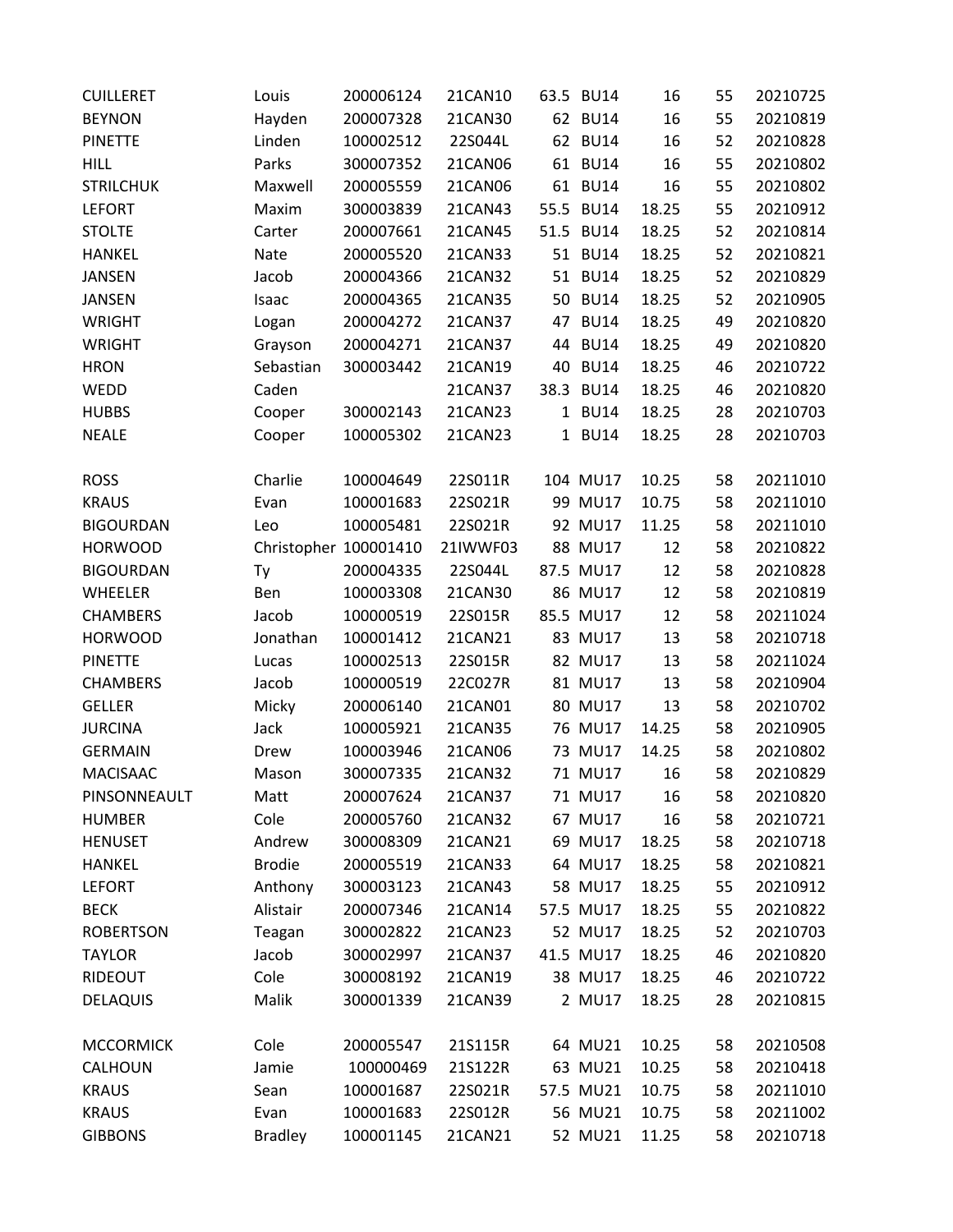| | | | | | | | | |
|---|---|---|---|---|---|---|---|---|
| CUILLERET | Louis | 200006124 | 21CAN10 | 63.5 | BU14 | 16 | 55 | 20210725 |
| BEYNON | Hayden | 200007328 | 21CAN30 | 62 | BU14 | 16 | 55 | 20210819 |
| PINETTE | Linden | 100002512 | 22S044L | 62 | BU14 | 16 | 52 | 20210828 |
| HILL | Parks | 300007352 | 21CAN06 | 61 | BU14 | 16 | 55 | 20210802 |
| STRILCHUK | Maxwell | 200005559 | 21CAN06 | 61 | BU14 | 16 | 55 | 20210802 |
| LEFORT | Maxim | 300003839 | 21CAN43 | 55.5 | BU14 | 18.25 | 55 | 20210912 |
| STOLTE | Carter | 200007661 | 21CAN45 | 51.5 | BU14 | 18.25 | 52 | 20210814 |
| HANKEL | Nate | 200005520 | 21CAN33 | 51 | BU14 | 18.25 | 52 | 20210821 |
| JANSEN | Jacob | 200004366 | 21CAN32 | 51 | BU14 | 18.25 | 52 | 20210829 |
| JANSEN | Isaac | 200004365 | 21CAN35 | 50 | BU14 | 18.25 | 52 | 20210905 |
| WRIGHT | Logan | 200004272 | 21CAN37 | 47 | BU14 | 18.25 | 49 | 20210820 |
| WRIGHT | Grayson | 200004271 | 21CAN37 | 44 | BU14 | 18.25 | 49 | 20210820 |
| HRON | Sebastian | 300003442 | 21CAN19 | 40 | BU14 | 18.25 | 46 | 20210722 |
| WEDD | Caden | | 21CAN37 | 38.3 | BU14 | 18.25 | 46 | 20210820 |
| HUBBS | Cooper | 300002143 | 21CAN23 | 1 | BU14 | 18.25 | 28 | 20210703 |
| NEALE | Cooper | 100005302 | 21CAN23 | 1 | BU14 | 18.25 | 28 | 20210703 |
| | | | | | | | | |
| ROSS | Charlie | 100004649 | 22S011R | 104 | MU17 | 10.25 | 58 | 20211010 |
| KRAUS | Evan | 100001683 | 22S021R | 99 | MU17 | 10.75 | 58 | 20211010 |
| BIGOURDAN | Leo | 100005481 | 22S021R | 92 | MU17 | 11.25 | 58 | 20211010 |
| HORWOOD | Christopher | 100001410 | 21IWWF03 | 88 | MU17 | 12 | 58 | 20210822 |
| BIGOURDAN | Ty | 200004335 | 22S044L | 87.5 | MU17 | 12 | 58 | 20210828 |
| WHEELER | Ben | 100003308 | 21CAN30 | 86 | MU17 | 12 | 58 | 20210819 |
| CHAMBERS | Jacob | 100000519 | 22S015R | 85.5 | MU17 | 12 | 58 | 20211024 |
| HORWOOD | Jonathan | 100001412 | 21CAN21 | 83 | MU17 | 13 | 58 | 20210718 |
| PINETTE | Lucas | 100002513 | 22S015R | 82 | MU17 | 13 | 58 | 20211024 |
| CHAMBERS | Jacob | 100000519 | 22C027R | 81 | MU17 | 13 | 58 | 20210904 |
| GELLER | Micky | 200006140 | 21CAN01 | 80 | MU17 | 13 | 58 | 20210702 |
| JURCINA | Jack | 100005921 | 21CAN35 | 76 | MU17 | 14.25 | 58 | 20210905 |
| GERMAIN | Drew | 100003946 | 21CAN06 | 73 | MU17 | 14.25 | 58 | 20210802 |
| MACISAAC | Mason | 300007335 | 21CAN32 | 71 | MU17 | 16 | 58 | 20210829 |
| PINSONNEAULT | Matt | 200007624 | 21CAN37 | 71 | MU17 | 16 | 58 | 20210820 |
| HUMBER | Cole | 200005760 | 21CAN32 | 67 | MU17 | 16 | 58 | 20210721 |
| HENUSET | Andrew | 300008309 | 21CAN21 | 69 | MU17 | 18.25 | 58 | 20210718 |
| HANKEL | Brodie | 200005519 | 21CAN33 | 64 | MU17 | 18.25 | 58 | 20210821 |
| LEFORT | Anthony | 300003123 | 21CAN43 | 58 | MU17 | 18.25 | 55 | 20210912 |
| BECK | Alistair | 200007346 | 21CAN14 | 57.5 | MU17 | 18.25 | 55 | 20210822 |
| ROBERTSON | Teagan | 300002822 | 21CAN23 | 52 | MU17 | 18.25 | 52 | 20210703 |
| TAYLOR | Jacob | 300002997 | 21CAN37 | 41.5 | MU17 | 18.25 | 46 | 20210820 |
| RIDEOUT | Cole | 300008192 | 21CAN19 | 38 | MU17 | 18.25 | 46 | 20210722 |
| DELAQUIS | Malik | 300001339 | 21CAN39 | 2 | MU17 | 18.25 | 28 | 20210815 |
| | | | | | | | | |
| MCCORMICK | Cole | 200005547 | 21S115R | 64 | MU21 | 10.25 | 58 | 20210508 |
| CALHOUN | Jamie | 100000469 | 21S122R | 63 | MU21 | 10.25 | 58 | 20210418 |
| KRAUS | Sean | 100001687 | 22S021R | 57.5 | MU21 | 10.75 | 58 | 20211010 |
| KRAUS | Evan | 100001683 | 22S012R | 56 | MU21 | 10.75 | 58 | 20211002 |
| GIBBONS | Bradley | 100001145 | 21CAN21 | 52 | MU21 | 11.25 | 58 | 20210718 |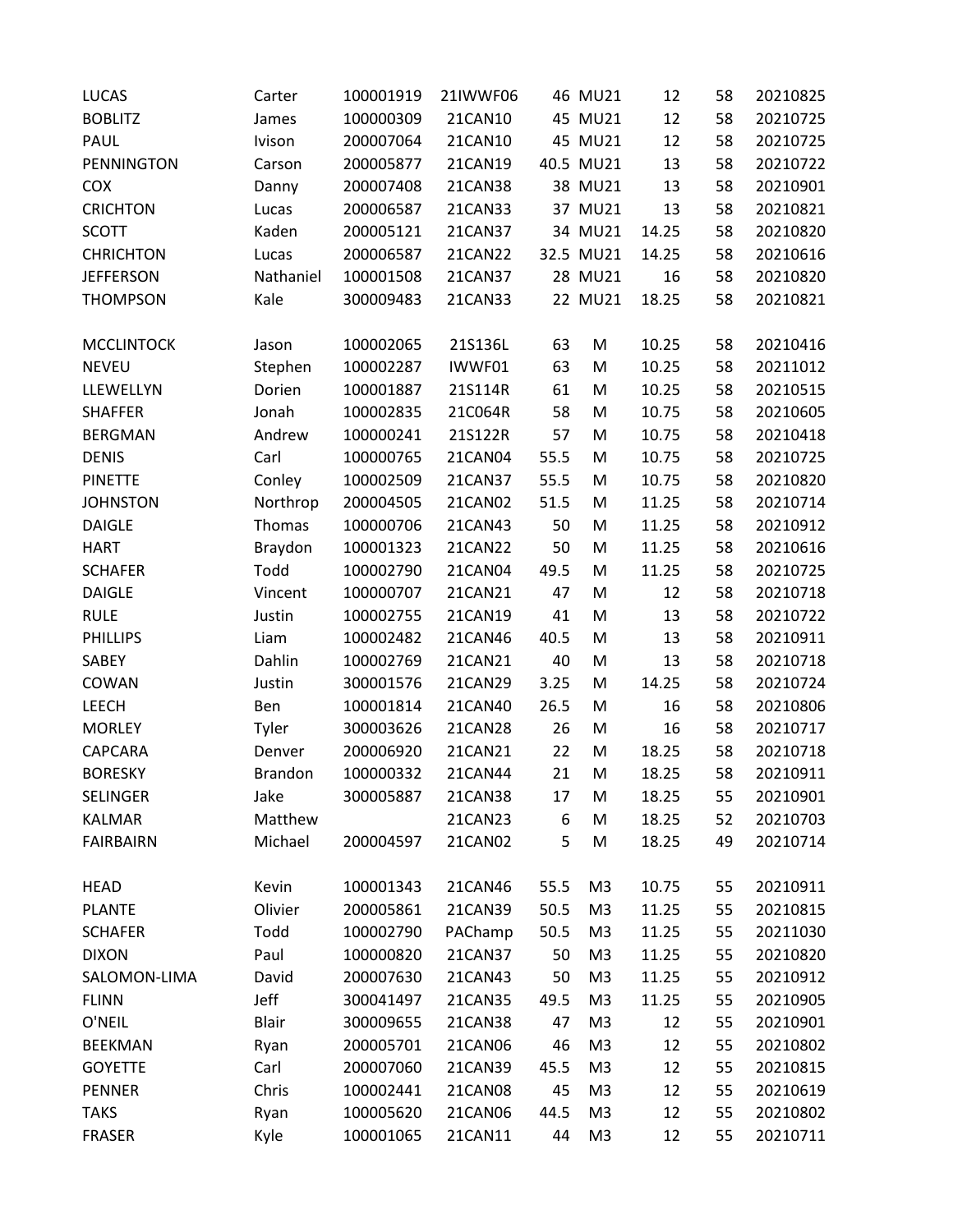| | | | | | | | | |
|---|---|---|---|---|---|---|---|---|
| LUCAS | Carter | 100001919 | 21IWWF06 | 46 | MU21 | 12 | 58 | 20210825 |
| BOBLITZ | James | 100000309 | 21CAN10 | 45 | MU21 | 12 | 58 | 20210725 |
| PAUL | Ivison | 200007064 | 21CAN10 | 45 | MU21 | 12 | 58 | 20210725 |
| PENNINGTON | Carson | 200005877 | 21CAN19 | 40.5 | MU21 | 13 | 58 | 20210722 |
| COX | Danny | 200007408 | 21CAN38 | 38 | MU21 | 13 | 58 | 20210901 |
| CRICHTON | Lucas | 200006587 | 21CAN33 | 37 | MU21 | 13 | 58 | 20210821 |
| SCOTT | Kaden | 200005121 | 21CAN37 | 34 | MU21 | 14.25 | 58 | 20210820 |
| CHRICHTON | Lucas | 200006587 | 21CAN22 | 32.5 | MU21 | 14.25 | 58 | 20210616 |
| JEFFERSON | Nathaniel | 100001508 | 21CAN37 | 28 | MU21 | 16 | 58 | 20210820 |
| THOMPSON | Kale | 300009483 | 21CAN33 | 22 | MU21 | 18.25 | 58 | 20210821 |
| | | | | | | | | |
| MCCLINTOCK | Jason | 100002065 | 21S136L | 63 | M | 10.25 | 58 | 20210416 |
| NEVEU | Stephen | 100002287 | IWWF01 | 63 | M | 10.25 | 58 | 20211012 |
| LLEWELLYN | Dorien | 100001887 | 21S114R | 61 | M | 10.25 | 58 | 20210515 |
| SHAFFER | Jonah | 100002835 | 21C064R | 58 | M | 10.75 | 58 | 20210605 |
| BERGMAN | Andrew | 100000241 | 21S122R | 57 | M | 10.75 | 58 | 20210418 |
| DENIS | Carl | 100000765 | 21CAN04 | 55.5 | M | 10.75 | 58 | 20210725 |
| PINETTE | Conley | 100002509 | 21CAN37 | 55.5 | M | 10.75 | 58 | 20210820 |
| JOHNSTON | Northrop | 200004505 | 21CAN02 | 51.5 | M | 11.25 | 58 | 20210714 |
| DAIGLE | Thomas | 100000706 | 21CAN43 | 50 | M | 11.25 | 58 | 20210912 |
| HART | Braydon | 100001323 | 21CAN22 | 50 | M | 11.25 | 58 | 20210616 |
| SCHAFER | Todd | 100002790 | 21CAN04 | 49.5 | M | 11.25 | 58 | 20210725 |
| DAIGLE | Vincent | 100000707 | 21CAN21 | 47 | M | 12 | 58 | 20210718 |
| RULE | Justin | 100002755 | 21CAN19 | 41 | M | 13 | 58 | 20210722 |
| PHILLIPS | Liam | 100002482 | 21CAN46 | 40.5 | M | 13 | 58 | 20210911 |
| SABEY | Dahlin | 100002769 | 21CAN21 | 40 | M | 13 | 58 | 20210718 |
| COWAN | Justin | 300001576 | 21CAN29 | 3.25 | M | 14.25 | 58 | 20210724 |
| LEECH | Ben | 100001814 | 21CAN40 | 26.5 | M | 16 | 58 | 20210806 |
| MORLEY | Tyler | 300003626 | 21CAN28 | 26 | M | 16 | 58 | 20210717 |
| CAPCARA | Denver | 200006920 | 21CAN21 | 22 | M | 18.25 | 58 | 20210718 |
| BORESKY | Brandon | 100000332 | 21CAN44 | 21 | M | 18.25 | 58 | 20210911 |
| SELINGER | Jake | 300005887 | 21CAN38 | 17 | M | 18.25 | 55 | 20210901 |
| KALMAR | Matthew | | 21CAN23 | 6 | M | 18.25 | 52 | 20210703 |
| FAIRBAIRN | Michael | 200004597 | 21CAN02 | 5 | M | 18.25 | 49 | 20210714 |
| | | | | | | | | |
| HEAD | Kevin | 100001343 | 21CAN46 | 55.5 | M3 | 10.75 | 55 | 20210911 |
| PLANTE | Olivier | 200005861 | 21CAN39 | 50.5 | M3 | 11.25 | 55 | 20210815 |
| SCHAFER | Todd | 100002790 | PAChamp | 50.5 | M3 | 11.25 | 55 | 20211030 |
| DIXON | Paul | 100000820 | 21CAN37 | 50 | M3 | 11.25 | 55 | 20210820 |
| SALOMON-LIMA | David | 200007630 | 21CAN43 | 50 | M3 | 11.25 | 55 | 20210912 |
| FLINN | Jeff | 300041497 | 21CAN35 | 49.5 | M3 | 11.25 | 55 | 20210905 |
| O'NEIL | Blair | 300009655 | 21CAN38 | 47 | M3 | 12 | 55 | 20210901 |
| BEEKMAN | Ryan | 200005701 | 21CAN06 | 46 | M3 | 12 | 55 | 20210802 |
| GOYETTE | Carl | 200007060 | 21CAN39 | 45.5 | M3 | 12 | 55 | 20210815 |
| PENNER | Chris | 100002441 | 21CAN08 | 45 | M3 | 12 | 55 | 20210619 |
| TAKS | Ryan | 100005620 | 21CAN06 | 44.5 | M3 | 12 | 55 | 20210802 |
| FRASER | Kyle | 100001065 | 21CAN11 | 44 | M3 | 12 | 55 | 20210711 |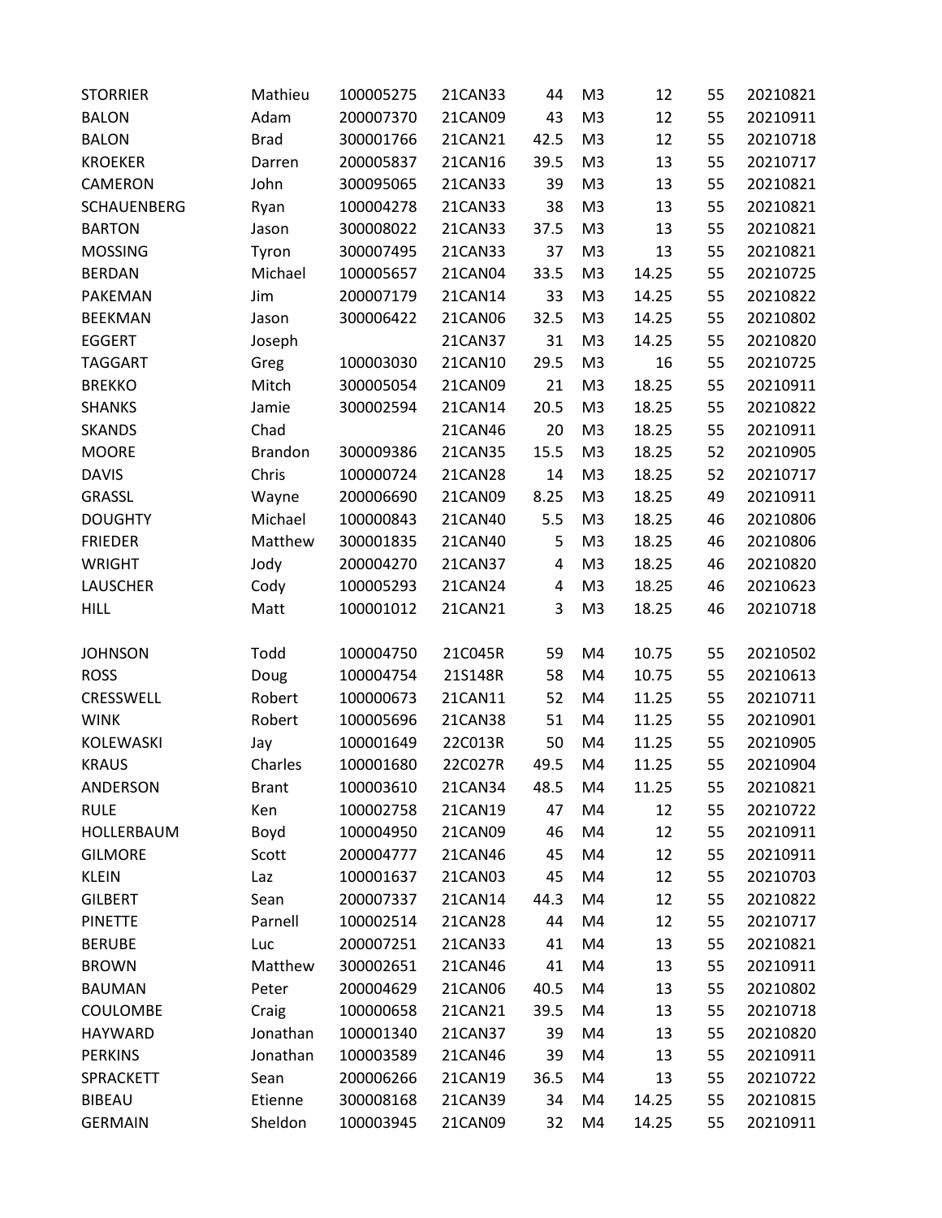| | | | | | | | | |
|---|---|---|---|---|---|---|---|---|
| STORRIER | Mathieu | 100005275 | 21CAN33 | 44 | M3 | 12 | 55 | 20210821 |
| BALON | Adam | 200007370 | 21CAN09 | 43 | M3 | 12 | 55 | 20210911 |
| BALON | Brad | 300001766 | 21CAN21 | 42.5 | M3 | 12 | 55 | 20210718 |
| KROEKER | Darren | 200005837 | 21CAN16 | 39.5 | M3 | 13 | 55 | 20210717 |
| CAMERON | John | 300095065 | 21CAN33 | 39 | M3 | 13 | 55 | 20210821 |
| SCHAUENBERG | Ryan | 100004278 | 21CAN33 | 38 | M3 | 13 | 55 | 20210821 |
| BARTON | Jason | 300008022 | 21CAN33 | 37.5 | M3 | 13 | 55 | 20210821 |
| MOSSING | Tyron | 300007495 | 21CAN33 | 37 | M3 | 13 | 55 | 20210821 |
| BERDAN | Michael | 100005657 | 21CAN04 | 33.5 | M3 | 14.25 | 55 | 20210725 |
| PAKEMAN | Jim | 200007179 | 21CAN14 | 33 | M3 | 14.25 | 55 | 20210822 |
| BEEKMAN | Jason | 300006422 | 21CAN06 | 32.5 | M3 | 14.25 | 55 | 20210802 |
| EGGERT | Joseph | | 21CAN37 | 31 | M3 | 14.25 | 55 | 20210820 |
| TAGGART | Greg | 100003030 | 21CAN10 | 29.5 | M3 | 16 | 55 | 20210725 |
| BREKKO | Mitch | 300005054 | 21CAN09 | 21 | M3 | 18.25 | 55 | 20210911 |
| SHANKS | Jamie | 300002594 | 21CAN14 | 20.5 | M3 | 18.25 | 55 | 20210822 |
| SKANDS | Chad | | 21CAN46 | 20 | M3 | 18.25 | 55 | 20210911 |
| MOORE | Brandon | 300009386 | 21CAN35 | 15.5 | M3 | 18.25 | 52 | 20210905 |
| DAVIS | Chris | 100000724 | 21CAN28 | 14 | M3 | 18.25 | 52 | 20210717 |
| GRASSL | Wayne | 200006690 | 21CAN09 | 8.25 | M3 | 18.25 | 49 | 20210911 |
| DOUGHTY | Michael | 100000843 | 21CAN40 | 5.5 | M3 | 18.25 | 46 | 20210806 |
| FRIEDER | Matthew | 300001835 | 21CAN40 | 5 | M3 | 18.25 | 46 | 20210806 |
| WRIGHT | Jody | 200004270 | 21CAN37 | 4 | M3 | 18.25 | 46 | 20210820 |
| LAUSCHER | Cody | 100005293 | 21CAN24 | 4 | M3 | 18.25 | 46 | 20210623 |
| HILL | Matt | 100001012 | 21CAN21 | 3 | M3 | 18.25 | 46 | 20210718 |
| | | | | | | | | |
| JOHNSON | Todd | 100004750 | 21C045R | 59 | M4 | 10.75 | 55 | 20210502 |
| ROSS | Doug | 100004754 | 21S148R | 58 | M4 | 10.75 | 55 | 20210613 |
| CRESSWELL | Robert | 100000673 | 21CAN11 | 52 | M4 | 11.25 | 55 | 20210711 |
| WINK | Robert | 100005696 | 21CAN38 | 51 | M4 | 11.25 | 55 | 20210901 |
| KOLEWASKI | Jay | 100001649 | 22C013R | 50 | M4 | 11.25 | 55 | 20210905 |
| KRAUS | Charles | 100001680 | 22C027R | 49.5 | M4 | 11.25 | 55 | 20210904 |
| ANDERSON | Brant | 100003610 | 21CAN34 | 48.5 | M4 | 11.25 | 55 | 20210821 |
| RULE | Ken | 100002758 | 21CAN19 | 47 | M4 | 12 | 55 | 20210722 |
| HOLLERBAUM | Boyd | 100004950 | 21CAN09 | 46 | M4 | 12 | 55 | 20210911 |
| GILMORE | Scott | 200004777 | 21CAN46 | 45 | M4 | 12 | 55 | 20210911 |
| KLEIN | Laz | 100001637 | 21CAN03 | 45 | M4 | 12 | 55 | 20210703 |
| GILBERT | Sean | 200007337 | 21CAN14 | 44.3 | M4 | 12 | 55 | 20210822 |
| PINETTE | Parnell | 100002514 | 21CAN28 | 44 | M4 | 12 | 55 | 20210717 |
| BERUBE | Luc | 200007251 | 21CAN33 | 41 | M4 | 13 | 55 | 20210821 |
| BROWN | Matthew | 300002651 | 21CAN46 | 41 | M4 | 13 | 55 | 20210911 |
| BAUMAN | Peter | 200004629 | 21CAN06 | 40.5 | M4 | 13 | 55 | 20210802 |
| COULOMBE | Craig | 100000658 | 21CAN21 | 39.5 | M4 | 13 | 55 | 20210718 |
| HAYWARD | Jonathan | 100001340 | 21CAN37 | 39 | M4 | 13 | 55 | 20210820 |
| PERKINS | Jonathan | 100003589 | 21CAN46 | 39 | M4 | 13 | 55 | 20210911 |
| SPRACKETT | Sean | 200006266 | 21CAN19 | 36.5 | M4 | 13 | 55 | 20210722 |
| BIBEAU | Etienne | 300008168 | 21CAN39 | 34 | M4 | 14.25 | 55 | 20210815 |
| GERMAIN | Sheldon | 100003945 | 21CAN09 | 32 | M4 | 14.25 | 55 | 20210911 |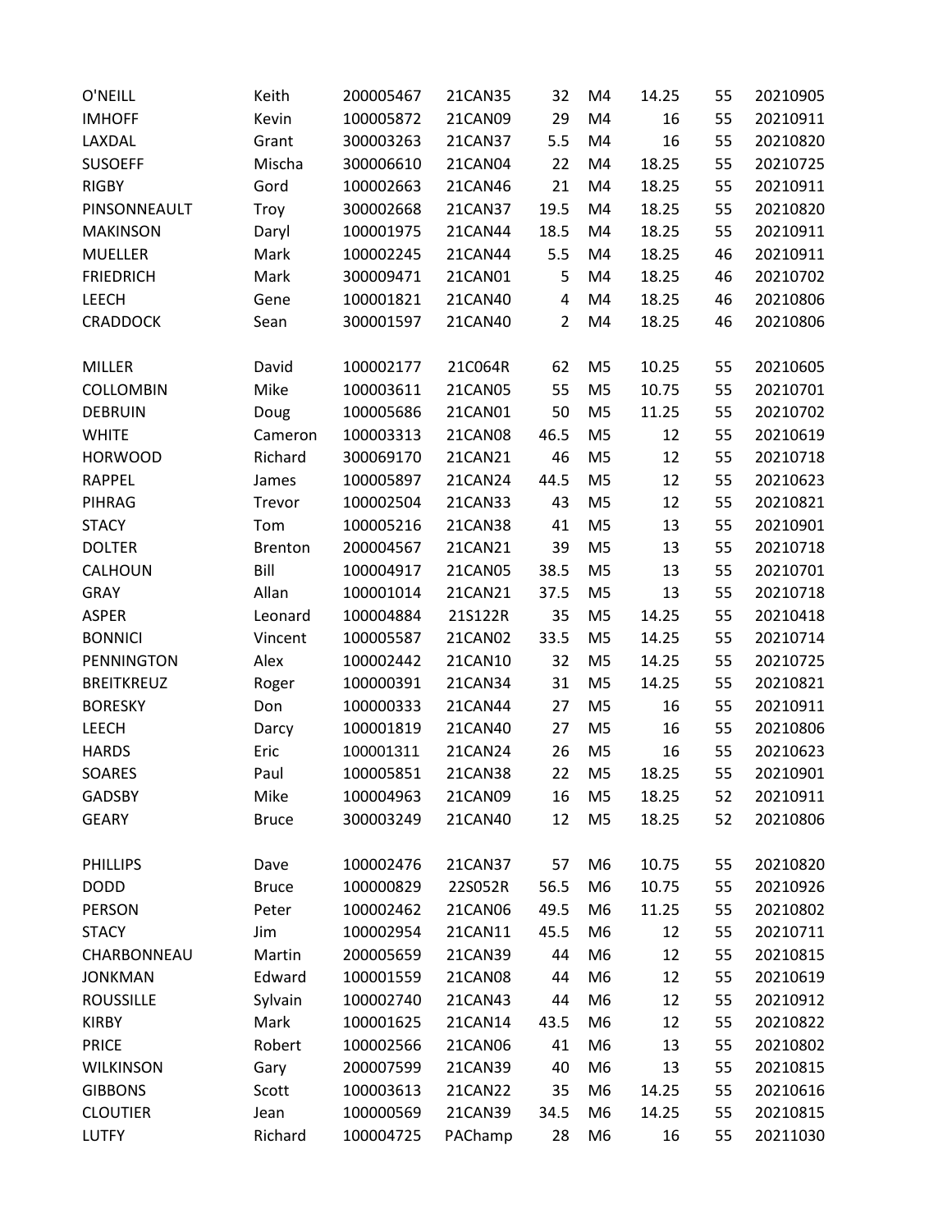| | | | | | | | | |
|---|---|---|---|---|---|---|---|---|
| O'NEILL | Keith | 200005467 | 21CAN35 | 32 | M4 | 14.25 | 55 | 20210905 |
| IMHOFF | Kevin | 100005872 | 21CAN09 | 29 | M4 | 16 | 55 | 20210911 |
| LAXDAL | Grant | 300003263 | 21CAN37 | 5.5 | M4 | 16 | 55 | 20210820 |
| SUSOEFF | Mischa | 300006610 | 21CAN04 | 22 | M4 | 18.25 | 55 | 20210725 |
| RIGBY | Gord | 100002663 | 21CAN46 | 21 | M4 | 18.25 | 55 | 20210911 |
| PINSONNEAULT | Troy | 300002668 | 21CAN37 | 19.5 | M4 | 18.25 | 55 | 20210820 |
| MAKINSON | Daryl | 100001975 | 21CAN44 | 18.5 | M4 | 18.25 | 55 | 20210911 |
| MUELLER | Mark | 100002245 | 21CAN44 | 5.5 | M4 | 18.25 | 46 | 20210911 |
| FRIEDRICH | Mark | 300009471 | 21CAN01 | 5 | M4 | 18.25 | 46 | 20210702 |
| LEECH | Gene | 100001821 | 21CAN40 | 4 | M4 | 18.25 | 46 | 20210806 |
| CRADDOCK | Sean | 300001597 | 21CAN40 | 2 | M4 | 18.25 | 46 | 20210806 |
| | | | | | | | | |
| MILLER | David | 100002177 | 21C064R | 62 | M5 | 10.25 | 55 | 20210605 |
| COLLOMBIN | Mike | 100003611 | 21CAN05 | 55 | M5 | 10.75 | 55 | 20210701 |
| DEBRUIN | Doug | 100005686 | 21CAN01 | 50 | M5 | 11.25 | 55 | 20210702 |
| WHITE | Cameron | 100003313 | 21CAN08 | 46.5 | M5 | 12 | 55 | 20210619 |
| HORWOOD | Richard | 300069170 | 21CAN21 | 46 | M5 | 12 | 55 | 20210718 |
| RAPPEL | James | 100005897 | 21CAN24 | 44.5 | M5 | 12 | 55 | 20210623 |
| PIHRAG | Trevor | 100002504 | 21CAN33 | 43 | M5 | 12 | 55 | 20210821 |
| STACY | Tom | 100005216 | 21CAN38 | 41 | M5 | 13 | 55 | 20210901 |
| DOLTER | Brenton | 200004567 | 21CAN21 | 39 | M5 | 13 | 55 | 20210718 |
| CALHOUN | Bill | 100004917 | 21CAN05 | 38.5 | M5 | 13 | 55 | 20210701 |
| GRAY | Allan | 100001014 | 21CAN21 | 37.5 | M5 | 13 | 55 | 20210718 |
| ASPER | Leonard | 100004884 | 21S122R | 35 | M5 | 14.25 | 55 | 20210418 |
| BONNICI | Vincent | 100005587 | 21CAN02 | 33.5 | M5 | 14.25 | 55 | 20210714 |
| PENNINGTON | Alex | 100002442 | 21CAN10 | 32 | M5 | 14.25 | 55 | 20210725 |
| BREITKREUZ | Roger | 100000391 | 21CAN34 | 31 | M5 | 14.25 | 55 | 20210821 |
| BORESKY | Don | 100000333 | 21CAN44 | 27 | M5 | 16 | 55 | 20210911 |
| LEECH | Darcy | 100001819 | 21CAN40 | 27 | M5 | 16 | 55 | 20210806 |
| HARDS | Eric | 100001311 | 21CAN24 | 26 | M5 | 16 | 55 | 20210623 |
| SOARES | Paul | 100005851 | 21CAN38 | 22 | M5 | 18.25 | 55 | 20210901 |
| GADSBY | Mike | 100004963 | 21CAN09 | 16 | M5 | 18.25 | 52 | 20210911 |
| GEARY | Bruce | 300003249 | 21CAN40 | 12 | M5 | 18.25 | 52 | 20210806 |
| | | | | | | | | |
| PHILLIPS | Dave | 100002476 | 21CAN37 | 57 | M6 | 10.75 | 55 | 20210820 |
| DODD | Bruce | 100000829 | 22S052R | 56.5 | M6 | 10.75 | 55 | 20210926 |
| PERSON | Peter | 100002462 | 21CAN06 | 49.5 | M6 | 11.25 | 55 | 20210802 |
| STACY | Jim | 100002954 | 21CAN11 | 45.5 | M6 | 12 | 55 | 20210711 |
| CHARBONNEAU | Martin | 200005659 | 21CAN39 | 44 | M6 | 12 | 55 | 20210815 |
| JONKMAN | Edward | 100001559 | 21CAN08 | 44 | M6 | 12 | 55 | 20210619 |
| ROUSSILLE | Sylvain | 100002740 | 21CAN43 | 44 | M6 | 12 | 55 | 20210912 |
| KIRBY | Mark | 100001625 | 21CAN14 | 43.5 | M6 | 12 | 55 | 20210822 |
| PRICE | Robert | 100002566 | 21CAN06 | 41 | M6 | 13 | 55 | 20210802 |
| WILKINSON | Gary | 200007599 | 21CAN39 | 40 | M6 | 13 | 55 | 20210815 |
| GIBBONS | Scott | 100003613 | 21CAN22 | 35 | M6 | 14.25 | 55 | 20210616 |
| CLOUTIER | Jean | 100000569 | 21CAN39 | 34.5 | M6 | 14.25 | 55 | 20210815 |
| LUTFY | Richard | 100004725 | PAChamp | 28 | M6 | 16 | 55 | 20211030 |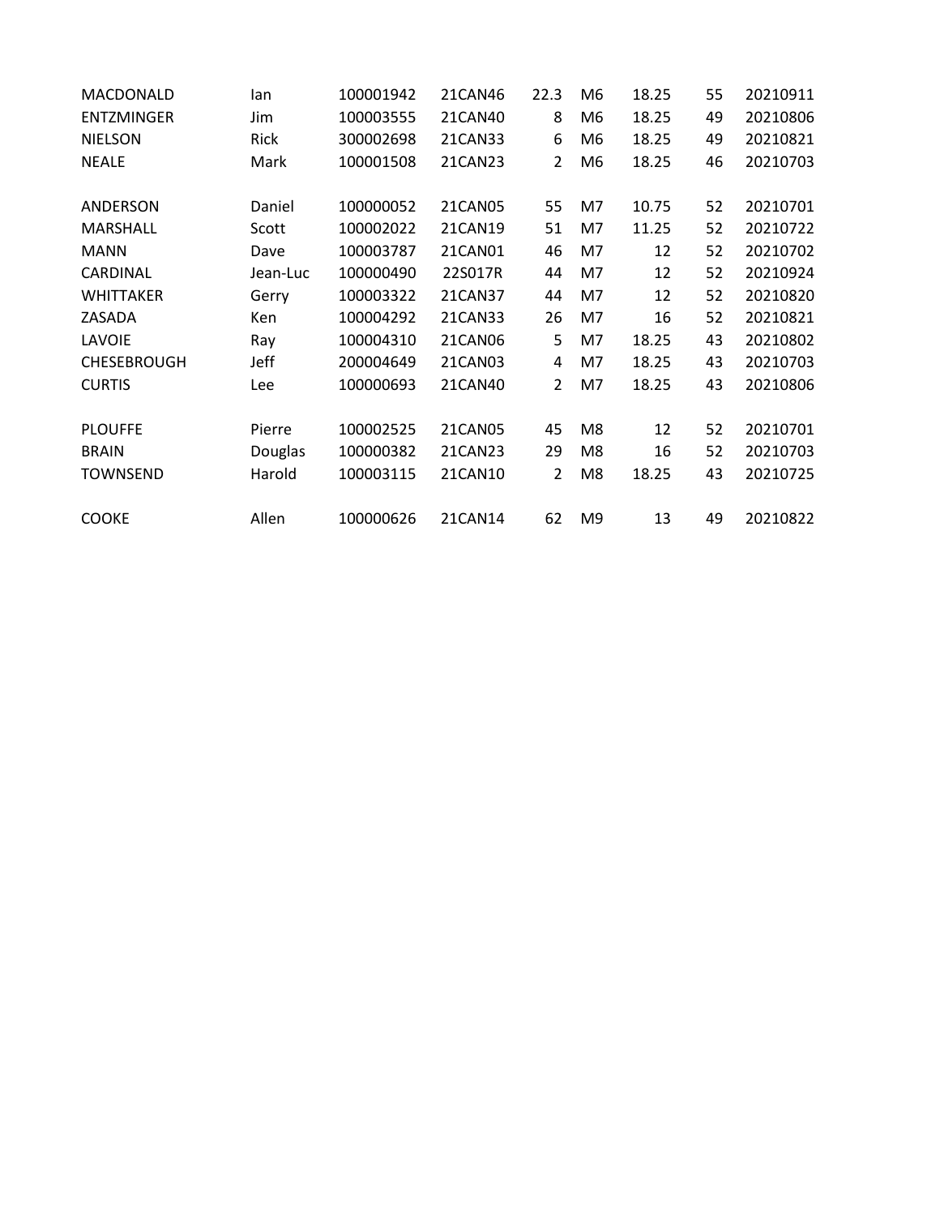| | | | | | | | | |
|---|---|---|---|---|---|---|---|---|
| MACDONALD | Ian | 100001942 | 21CAN46 | 22.3 | M6 | 18.25 | 55 | 20210911 |
| ENTZMINGER | Jim | 100003555 | 21CAN40 | 8 | M6 | 18.25 | 49 | 20210806 |
| NIELSON | Rick | 300002698 | 21CAN33 | 6 | M6 | 18.25 | 49 | 20210821 |
| NEALE | Mark | 100001508 | 21CAN23 | 2 | M6 | 18.25 | 46 | 20210703 |
| | | | | | | | | |
| ANDERSON | Daniel | 100000052 | 21CAN05 | 55 | M7 | 10.75 | 52 | 20210701 |
| MARSHALL | Scott | 100002022 | 21CAN19 | 51 | M7 | 11.25 | 52 | 20210722 |
| MANN | Dave | 100003787 | 21CAN01 | 46 | M7 | 12 | 52 | 20210702 |
| CARDINAL | Jean-Luc | 100000490 | 22S017R | 44 | M7 | 12 | 52 | 20210924 |
| WHITTAKER | Gerry | 100003322 | 21CAN37 | 44 | M7 | 12 | 52 | 20210820 |
| ZASADA | Ken | 100004292 | 21CAN33 | 26 | M7 | 16 | 52 | 20210821 |
| LAVOIE | Ray | 100004310 | 21CAN06 | 5 | M7 | 18.25 | 43 | 20210802 |
| CHESEBROUGH | Jeff | 200004649 | 21CAN03 | 4 | M7 | 18.25 | 43 | 20210703 |
| CURTIS | Lee | 100000693 | 21CAN40 | 2 | M7 | 18.25 | 43 | 20210806 |
| | | | | | | | | |
| PLOUFFE | Pierre | 100002525 | 21CAN05 | 45 | M8 | 12 | 52 | 20210701 |
| BRAIN | Douglas | 100000382 | 21CAN23 | 29 | M8 | 16 | 52 | 20210703 |
| TOWNSEND | Harold | 100003115 | 21CAN10 | 2 | M8 | 18.25 | 43 | 20210725 |
| | | | | | | | | |
| COOKE | Allen | 100000626 | 21CAN14 | 62 | M9 | 13 | 49 | 20210822 |